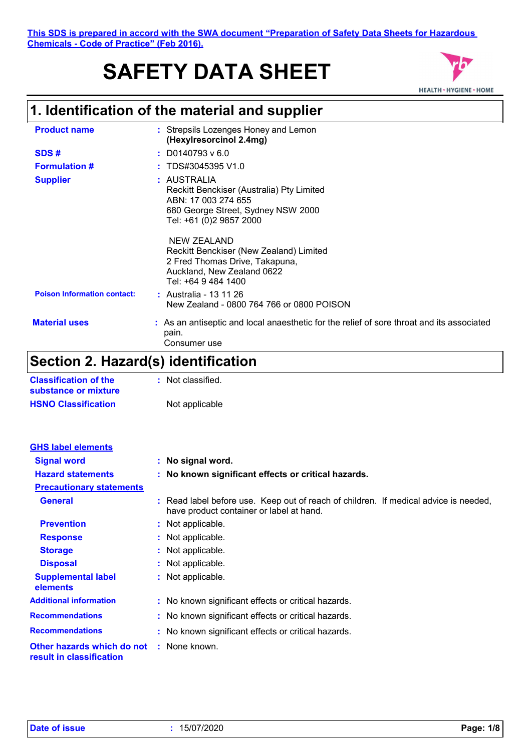This SDS is prepared in accord with the SWA document "Preparation of Safety Data Sheets for Hazardous Chemicals - Code of Practice" (Feb 2016).

# SAFETY DATA SHEET

HEALTH • HYGIENE • HOME

## 1. Identification of the material and supplier

| | |
|---|---|
| **Product name** | : Strepsils Lozenges Honey and Lemon **(Hexylresorcinol 2.4mg)** |
| **SDS #** | : D0140793 v 6.0 |
| **Formulation #** | : TDS#3045395 V1.0 |
| **Supplier** | : AUSTRALIA<br>Reckitt Benckiser (Australia) Pty Limited<br>ABN: 17 003 274 655<br>680 George Street, Sydney NSW 2000<br>Tel: +61 (0)2 9857 2000<br><br>NEW ZEALAND<br>Reckitt Benckiser (New Zealand) Limited<br>2 Fred Thomas Drive, Takapuna,<br>Auckland, New Zealand 0622<br>Tel: +64 9 484 1400 |
| **Poison Information contact:** | : Australia - 13 11 26<br>New Zealand - 0800 764 766 or 0800 POISON |
| **Material uses** | : As an antiseptic and local anaesthetic for the relief of sore throat and its associated pain.<br>Consumer use |

## Section 2. Hazard(s) identification

| | |
|---|---|
| **Classification of the substance or mixture** | : Not classified. |
| **HSNO Classification** | Not applicable |

**GHS label elements**

| | |
|---|---|
| **Signal word** | : **No signal word.** |
| **Hazard statements** | : **No known significant effects or critical hazards.** |

**Precautionary statements**

| | |
|---|---|
| **General** | : Read label before use. Keep out of reach of children. If medical advice is needed, have product container or label at hand. |
| **Prevention** | : Not applicable. |
| **Response** | : Not applicable. |
| **Storage** | : Not applicable. |
| **Disposal** | : Not applicable. |
| **Supplemental label elements** | : Not applicable. |
| **Additional information** | : No known significant effects or critical hazards. |
| **Recommendations** | : No known significant effects or critical hazards. |
| **Recommendations** | : No known significant effects or critical hazards. |
| **Other hazards which do not result in classification** | : None known. |

Date of issue : 15/07/2020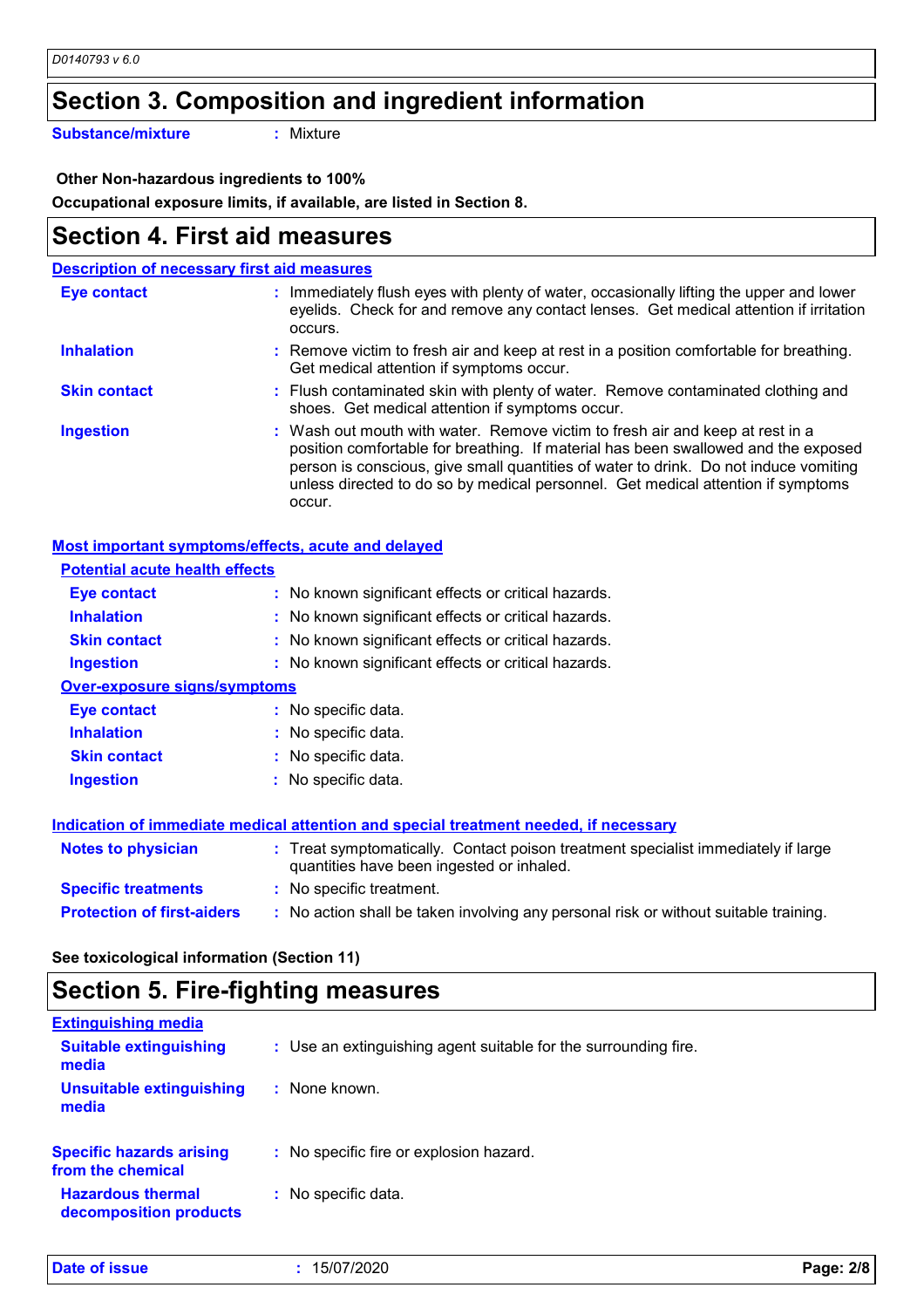## Section 3. Composition and ingredient information

**Substance/mixture** : Mixture

**Other Non-hazardous ingredients to 100%**

**Occupational exposure limits, if available, are listed in Section 8.**

## Section 4. First aid measures

### Description of necessary first aid measures

**Eye contact** : Immediately flush eyes with plenty of water, occasionally lifting the upper and lower eyelids. Check for and remove any contact lenses. Get medical attention if irritation occurs.

**Inhalation** : Remove victim to fresh air and keep at rest in a position comfortable for breathing. Get medical attention if symptoms occur.

**Skin contact** : Flush contaminated skin with plenty of water. Remove contaminated clothing and shoes. Get medical attention if symptoms occur.

**Ingestion** : Wash out mouth with water. Remove victim to fresh air and keep at rest in a position comfortable for breathing. If material has been swallowed and the exposed person is conscious, give small quantities of water to drink. Do not induce vomiting unless directed to do so by medical personnel. Get medical attention if symptoms occur.

### Most important symptoms/effects, acute and delayed

#### Potential acute health effects

**Eye contact** : No known significant effects or critical hazards.

**Inhalation** : No known significant effects or critical hazards.

**Skin contact** : No known significant effects or critical hazards.

**Ingestion** : No known significant effects or critical hazards.

#### Over-exposure signs/symptoms

**Eye contact** : No specific data.

**Inhalation** : No specific data.

**Skin contact** : No specific data.

**Ingestion** : No specific data.

### Indication of immediate medical attention and special treatment needed, if necessary

**Notes to physician** : Treat symptomatically. Contact poison treatment specialist immediately if large quantities have been ingested or inhaled.

**Specific treatments** : No specific treatment.

**Protection of first-aiders** : No action shall be taken involving any personal risk or without suitable training.

**See toxicological information (Section 11)**

## Section 5. Fire-fighting measures

### Extinguishing media

**Suitable extinguishing media** : Use an extinguishing agent suitable for the surrounding fire.

**Unsuitable extinguishing media** : None known.

**Specific hazards arising from the chemical** : No specific fire or explosion hazard.

**Hazardous thermal decomposition products** : No specific data.

**Date of issue** : 15/07/2020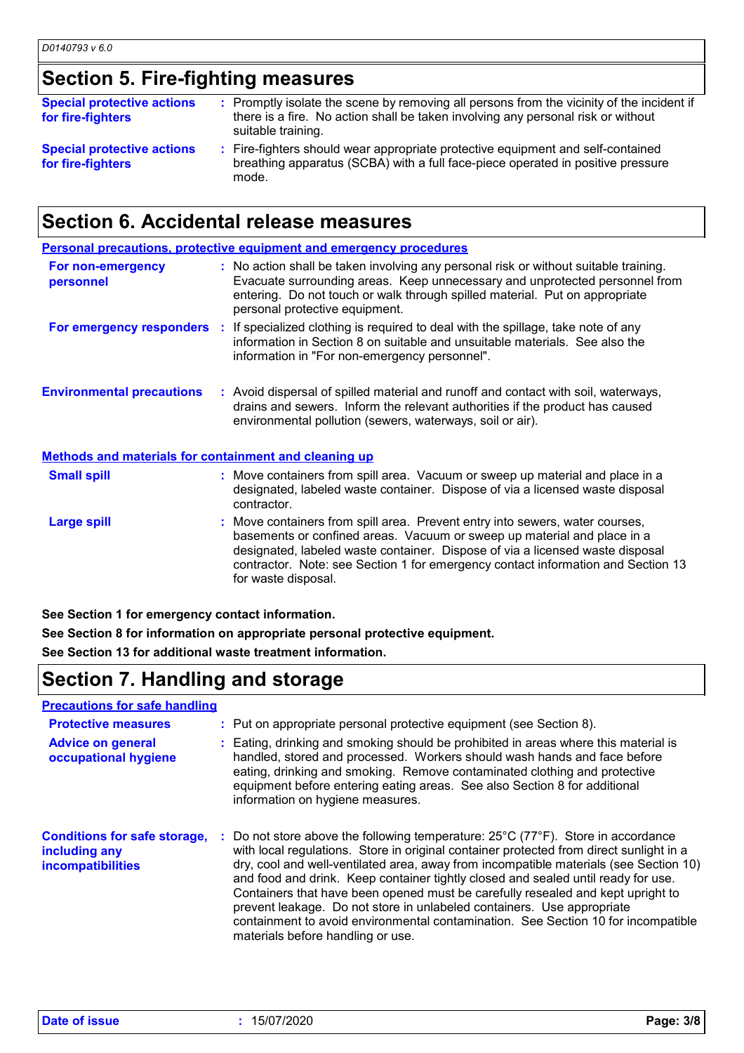## Section 5. Fire-fighting measures

**Special protective actions for fire-fighters**
: Promptly isolate the scene by removing all persons from the vicinity of the incident if there is a fire. No action shall be taken involving any personal risk or without suitable training.

**Special protective actions for fire-fighters**
: Fire-fighters should wear appropriate protective equipment and self-contained breathing apparatus (SCBA) with a full face-piece operated in positive pressure mode.

## Section 6. Accidental release measures

### Personal precautions, protective equipment and emergency procedures

**For non-emergency personnel**
: No action shall be taken involving any personal risk or without suitable training. Evacuate surrounding areas. Keep unnecessary and unprotected personnel from entering. Do not touch or walk through spilled material. Put on appropriate personal protective equipment.

**For emergency responders**
: If specialized clothing is required to deal with the spillage, take note of any information in Section 8 on suitable and unsuitable materials. See also the information in "For non-emergency personnel".

**Environmental precautions**
: Avoid dispersal of spilled material and runoff and contact with soil, waterways, drains and sewers. Inform the relevant authorities if the product has caused environmental pollution (sewers, waterways, soil or air).

### Methods and materials for containment and cleaning up

**Small spill**
: Move containers from spill area. Vacuum or sweep up material and place in a designated, labeled waste container. Dispose of via a licensed waste disposal contractor.

**Large spill**
: Move containers from spill area. Prevent entry into sewers, water courses, basements or confined areas. Vacuum or sweep up material and place in a designated, labeled waste container. Dispose of via a licensed waste disposal contractor. Note: see Section 1 for emergency contact information and Section 13 for waste disposal.

**See Section 1 for emergency contact information.**

**See Section 8 for information on appropriate personal protective equipment.**

**See Section 13 for additional waste treatment information.**

## Section 7. Handling and storage

### Precautions for safe handling

**Protective measures**
: Put on appropriate personal protective equipment (see Section 8).

**Advice on general occupational hygiene**
: Eating, drinking and smoking should be prohibited in areas where this material is handled, stored and processed. Workers should wash hands and face before eating, drinking and smoking. Remove contaminated clothing and protective equipment before entering eating areas. See also Section 8 for additional information on hygiene measures.

**Conditions for safe storage, including any incompatibilities**
: Do not store above the following temperature: 25°C (77°F). Store in accordance with local regulations. Store in original container protected from direct sunlight in a dry, cool and well-ventilated area, away from incompatible materials (see Section 10) and food and drink. Keep container tightly closed and sealed until ready for use. Containers that have been opened must be carefully resealed and kept upright to prevent leakage. Do not store in unlabeled containers. Use appropriate containment to avoid environmental contamination. See Section 10 for incompatible materials before handling or use.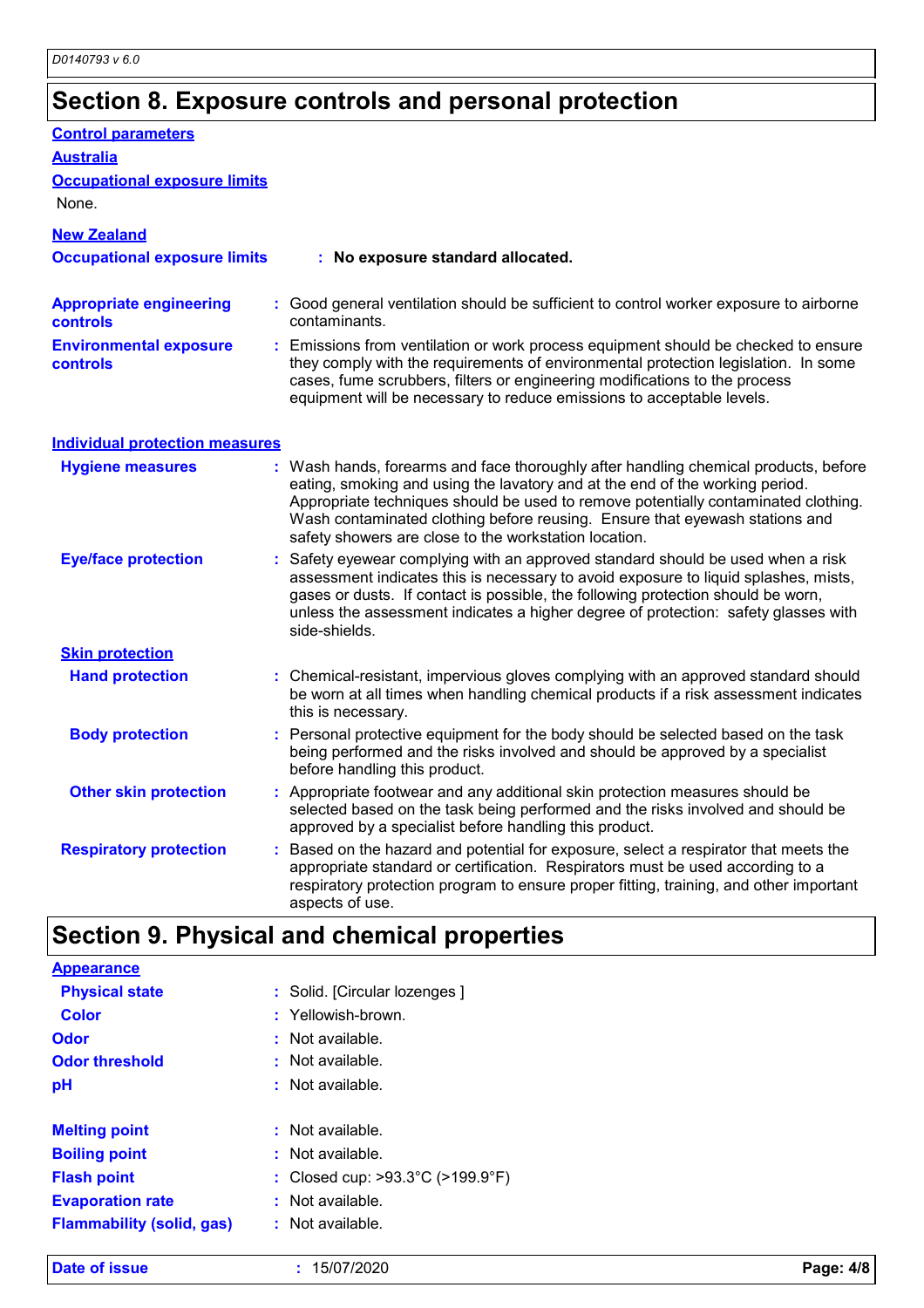## Section 8. Exposure controls and personal protection

### Control parameters

#### Australia

**Occupational exposure limits**

None.

#### New Zealand

**Occupational exposure limits** : **No exposure standard allocated.**

**Appropriate engineering controls** : Good general ventilation should be sufficient to control worker exposure to airborne contaminants.

**Environmental exposure controls** : Emissions from ventilation or work process equipment should be checked to ensure they comply with the requirements of environmental protection legislation. In some cases, fume scrubbers, filters or engineering modifications to the process equipment will be necessary to reduce emissions to acceptable levels.

### Individual protection measures

**Hygiene measures** : Wash hands, forearms and face thoroughly after handling chemical products, before eating, smoking and using the lavatory and at the end of the working period. Appropriate techniques should be used to remove potentially contaminated clothing. Wash contaminated clothing before reusing. Ensure that eyewash stations and safety showers are close to the workstation location.

**Eye/face protection** : Safety eyewear complying with an approved standard should be used when a risk assessment indicates this is necessary to avoid exposure to liquid splashes, mists, gases or dusts. If contact is possible, the following protection should be worn, unless the assessment indicates a higher degree of protection: safety glasses with side-shields.

#### Skin protection

**Hand protection** : Chemical-resistant, impervious gloves complying with an approved standard should be worn at all times when handling chemical products if a risk assessment indicates this is necessary.

**Body protection** : Personal protective equipment for the body should be selected based on the task being performed and the risks involved and should be approved by a specialist before handling this product.

**Other skin protection** : Appropriate footwear and any additional skin protection measures should be selected based on the task being performed and the risks involved and should be approved by a specialist before handling this product.

**Respiratory protection** : Based on the hazard and potential for exposure, select a respirator that meets the appropriate standard or certification. Respirators must be used according to a respiratory protection program to ensure proper fitting, training, and other important aspects of use.

## Section 9. Physical and chemical properties

### Appearance

**Physical state** : Solid. [Circular lozenges ]

**Color** : Yellowish-brown.

**Odor** : Not available.

**Odor threshold** : Not available.

**pH** : Not available.

**Melting point** : Not available.

**Boiling point** : Not available.

**Flash point** : Closed cup: >93.3°C (>199.9°F)

**Evaporation rate** : Not available.

**Flammability (solid, gas)** : Not available.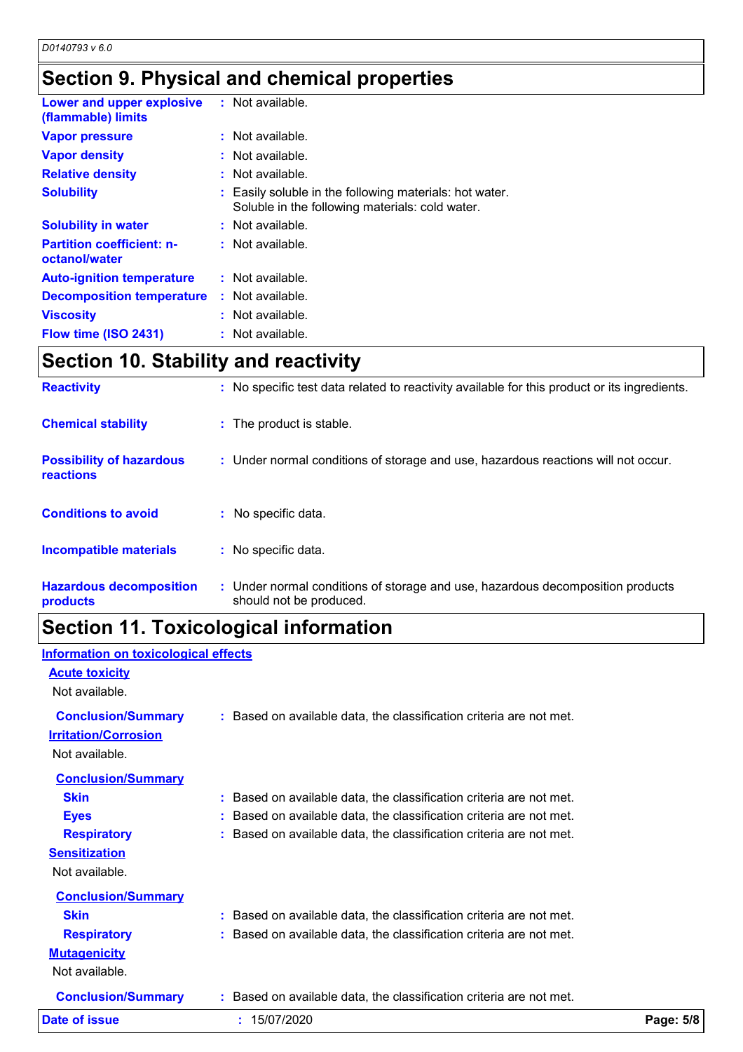## Section 9. Physical and chemical properties

| | |
|---|---|
| **Lower and upper explosive (flammable) limits** | Not available. |
| **Vapor pressure** | Not available. |
| **Vapor density** | Not available. |
| **Relative density** | Not available. |
| **Solubility** | Easily soluble in the following materials: hot water. Soluble in the following materials: cold water. |
| **Solubility in water** | Not available. |
| **Partition coefficient: n-octanol/water** | Not available. |
| **Auto-ignition temperature** | Not available. |
| **Decomposition temperature** | Not available. |
| **Viscosity** | Not available. |
| **Flow time (ISO 2431)** | Not available. |

## Section 10. Stability and reactivity

| | |
|---|---|
| **Reactivity** | No specific test data related to reactivity available for this product or its ingredients. |
| **Chemical stability** | The product is stable. |
| **Possibility of hazardous reactions** | Under normal conditions of storage and use, hazardous reactions will not occur. |
| **Conditions to avoid** | No specific data. |
| **Incompatible materials** | No specific data. |
| **Hazardous decomposition products** | Under normal conditions of storage and use, hazardous decomposition products should not be produced. |

## Section 11. Toxicological information

### Information on toxicological effects

#### Acute toxicity

Not available.

**Conclusion/Summary** : Based on available data, the classification criteria are not met.

#### Irritation/Corrosion

Not available.

**Conclusion/Summary**

- **Skin** : Based on available data, the classification criteria are not met.
- **Eyes** : Based on available data, the classification criteria are not met.
- **Respiratory** : Based on available data, the classification criteria are not met.

#### Sensitization

Not available.

**Conclusion/Summary**

- **Skin** : Based on available data, the classification criteria are not met.
- **Respiratory** : Based on available data, the classification criteria are not met.

#### Mutagenicity

Not available.

**Conclusion/Summary** : Based on available data, the classification criteria are not met.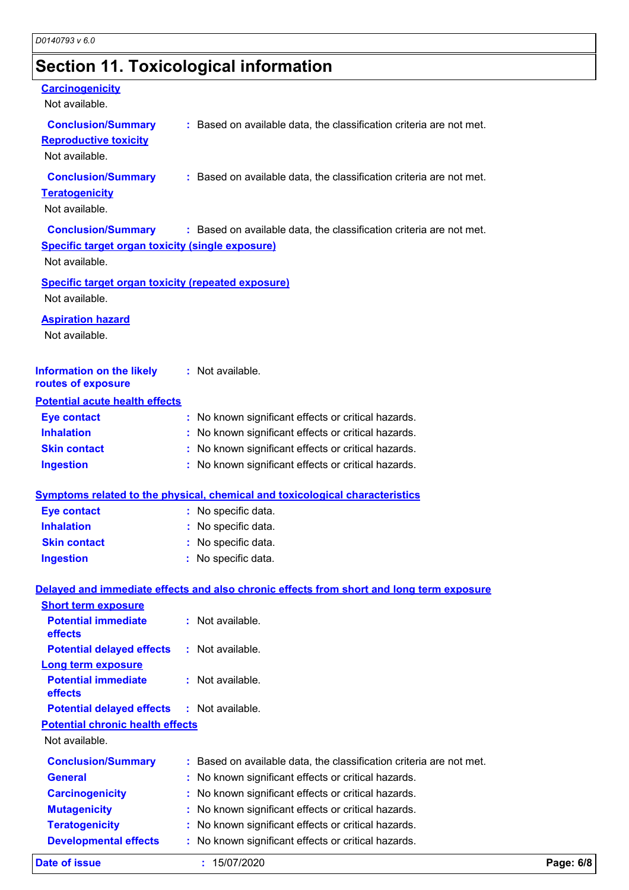## Section 11. Toxicological information

**Carcinogenicity**

Not available.

**Conclusion/Summary** : Based on available data, the classification criteria are not met.

**Reproductive toxicity**

Not available.

**Conclusion/Summary** : Based on available data, the classification criteria are not met.

**Teratogenicity**

Not available.

**Conclusion/Summary** : Based on available data, the classification criteria are not met.

**Specific target organ toxicity (single exposure)**

Not available.

**Specific target organ toxicity (repeated exposure)**

Not available.

**Aspiration hazard**

Not available.

**Information on the likely routes of exposure** : Not available.

**Potential acute health effects**

- **Eye contact** : No known significant effects or critical hazards.
- **Inhalation** : No known significant effects or critical hazards.
- **Skin contact** : No known significant effects or critical hazards.
- **Ingestion** : No known significant effects or critical hazards.

**Symptoms related to the physical, chemical and toxicological characteristics**

- **Eye contact** : No specific data.
- **Inhalation** : No specific data.
- **Skin contact** : No specific data.
- **Ingestion** : No specific data.

**Delayed and immediate effects and also chronic effects from short and long term exposure**

**Short term exposure**

- **Potential immediate effects** : Not available.
- **Potential delayed effects** : Not available.

**Long term exposure**

- **Potential immediate effects** : Not available.
- **Potential delayed effects** : Not available.

**Potential chronic health effects**

Not available.

- **Conclusion/Summary** : Based on available data, the classification criteria are not met.
- **General** : No known significant effects or critical hazards.
- **Carcinogenicity** : No known significant effects or critical hazards.
- **Mutagenicity** : No known significant effects or critical hazards.
- **Teratogenicity** : No known significant effects or critical hazards.
- **Developmental effects** : No known significant effects or critical hazards.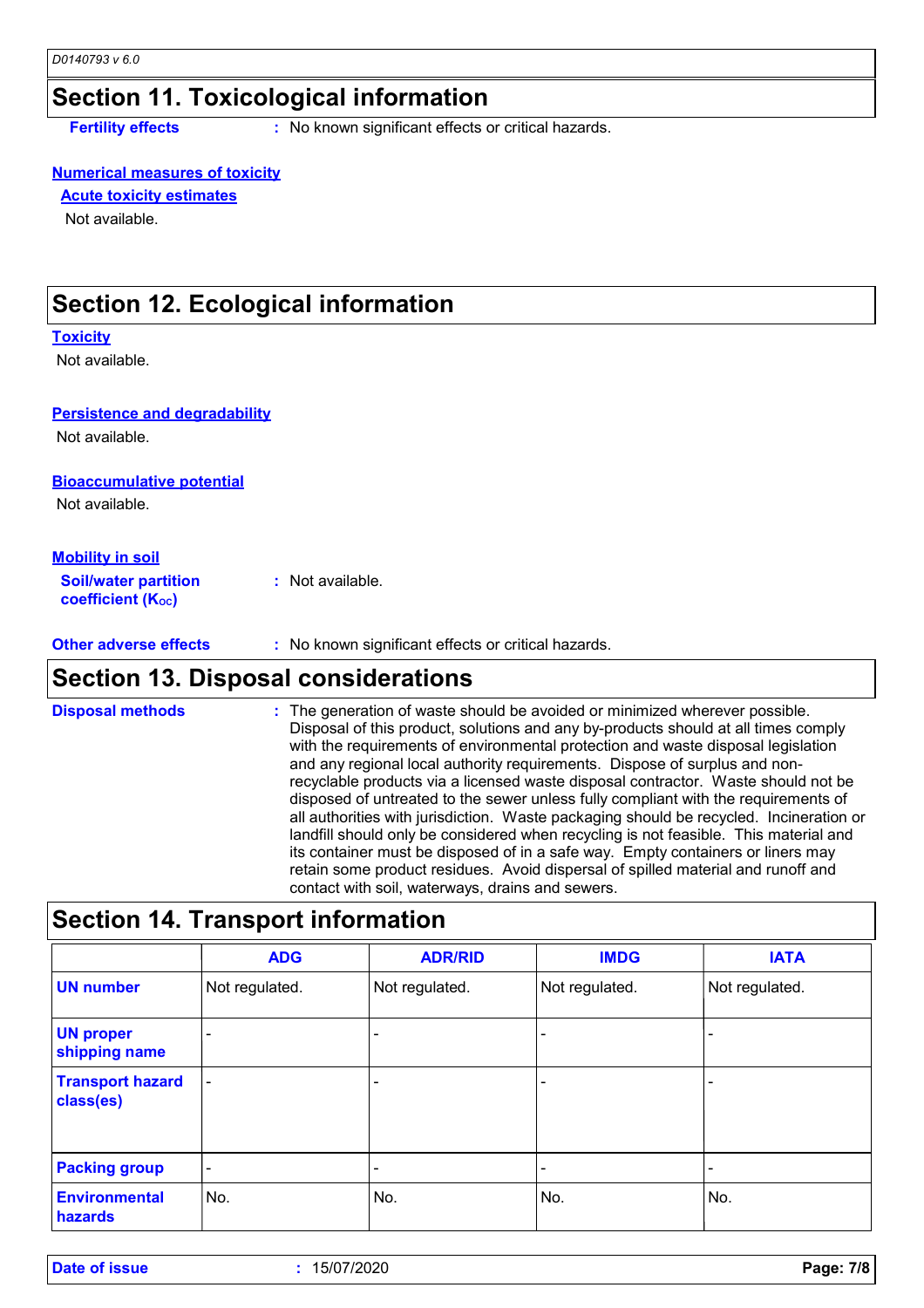## Section 11. Toxicological information

**Fertility effects** : No known significant effects or critical hazards.

**Numerical measures of toxicity**

**Acute toxicity estimates**

Not available.

## Section 12. Ecological information

**Toxicity**

Not available.

**Persistence and degradability**

Not available.

**Bioaccumulative potential**

Not available.

**Mobility in soil**

**Soil/water partition coefficient ($K_{OC}$)** : Not available.

**Other adverse effects** : No known significant effects or critical hazards.

## Section 13. Disposal considerations

**Disposal methods** : The generation of waste should be avoided or minimized wherever possible. Disposal of this product, solutions and any by-products should at all times comply with the requirements of environmental protection and waste disposal legislation and any regional local authority requirements. Dispose of surplus and non-recyclable products via a licensed waste disposal contractor. Waste should not be disposed of untreated to the sewer unless fully compliant with the requirements of all authorities with jurisdiction. Waste packaging should be recycled. Incineration or landfill should only be considered when recycling is not feasible. This material and its container must be disposed of in a safe way. Empty containers or liners may retain some product residues. Avoid dispersal of spilled material and runoff and contact with soil, waterways, drains and sewers.

## Section 14. Transport information

| | ADG | ADR/RID | IMDG | IATA |
|---|---|---|---|---|
| **UN number** | Not regulated. | Not regulated. | Not regulated. | Not regulated. |
| **UN proper shipping name** | - | - | - | - |
| **Transport hazard class(es)** | - | - | - | - |
| **Packing group** | - | - | - | - |
| **Environmental hazards** | No. | No. | No. | No. |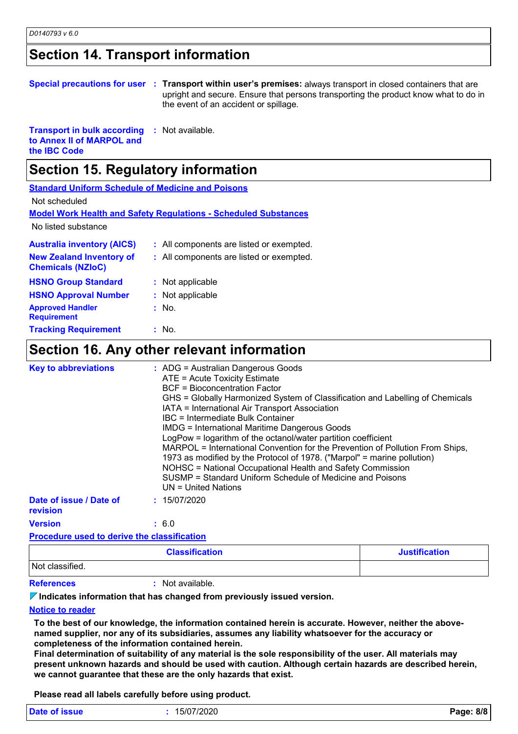## Section 14. Transport information

**Special precautions for user** : **Transport within user's premises:** always transport in closed containers that are upright and secure. Ensure that persons transporting the product know what to do in the event of an accident or spillage.

**Transport in bulk according to Annex II of MARPOL and the IBC Code** : Not available.

## Section 15. Regulatory information

**Standard Uniform Schedule of Medicine and Poisons**

Not scheduled

**Model Work Health and Safety Regulations - Scheduled Substances**

No listed substance

**Australia inventory (AICS)** : All components are listed or exempted.

**New Zealand Inventory of Chemicals (NZIoC)** : All components are listed or exempted.

**HSNO Group Standard** : Not applicable

**HSNO Approval Number** : Not applicable

**Approved Handler Requirement** : No.

**Tracking Requirement** : No.

## Section 16. Any other relevant information

**Key to abbreviations** :
ADG = Australian Dangerous Goods
ATE = Acute Toxicity Estimate
BCF = Bioconcentration Factor
GHS = Globally Harmonized System of Classification and Labelling of Chemicals
IATA = International Air Transport Association
IBC = Intermediate Bulk Container
IMDG = International Maritime Dangerous Goods
LogPow = logarithm of the octanol/water partition coefficient
MARPOL = International Convention for the Prevention of Pollution From Ships, 1973 as modified by the Protocol of 1978. ("Marpol" = marine pollution)
NOHSC = National Occupational Health and Safety Commission
SUSMP = Standard Uniform Schedule of Medicine and Poisons
UN = United Nations

**Date of issue / Date of revision** : 15/07/2020

**Version** : 6.0

**Procedure used to derive the classification**

| Classification | Justification |
|---|---|
| Not classified. | |

**References** : Not available.

**Indicates information that has changed from previously issued version.**

**Notice to reader**

**To the best of our knowledge, the information contained herein is accurate. However, neither the above-named supplier, nor any of its subsidiaries, assumes any liability whatsoever for the accuracy or completeness of the information contained herein.**
**Final determination of suitability of any material is the sole responsibility of the user. All materials may present unknown hazards and should be used with caution. Although certain hazards are described herein, we cannot guarantee that these are the only hazards that exist.**

**Please read all labels carefully before using product.**